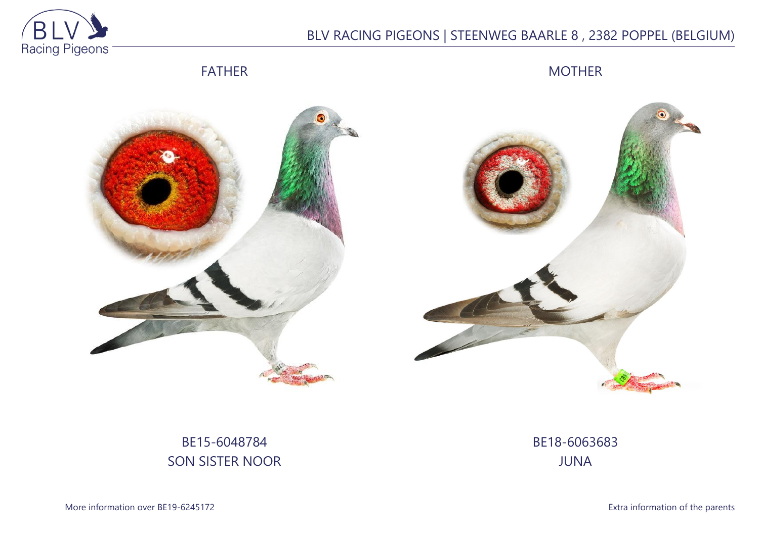BLV RACING PIGEONS | STEENWEG BAARLE 8 , 2382 POPPEL (BELGIUM)

FATHER

MOTHER

BE15-6048784
SON SISTER NOOR

BE18-6063683
JUNA

More information over BE19-6245172

Extra information of the parents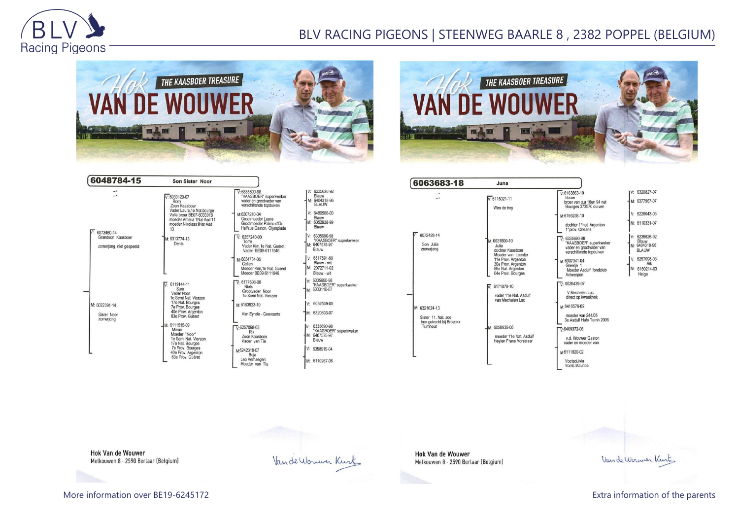# BLV RACING PIGEONS | STEENWEG BAARLE 8 , 2382 POPPEL (BELGIUM)

## Hok VAN DE WOUWER – THE KAASBOER TREASURE

### 6048784-15 — Son Sister Noor

V: 6072460-14
Grandson Kaasboer
zomerjong niet gespeeld

- V: 6033129-07
  Rony
  Zoon Kaasboer
  Vader Laura,1e Nat.bourge
  Volle broer BE07-6033018
  moeder Amalia 1Nat Asd 11
  moeder Nikolaas1Nat Asd 13
  - V: 6335690-98
    "KAASBOER" superkweker
    vader en grootvader van verschillende topduiven
    - V: 6235626-92 Blauw
    - M: 6404318-96 BLAUW
  - M: 6307210-04
    Grootmoeder Laura
    Grootmoeder Palme d'Or
    Halfzus Gaston, Olympiade
    - V: 6480508-00 Blauw
    - M: 6352928-99 Blauw
- M: 6313774-13
  Denis
  - V: 6257240-03
    Torre
    Vader Kim,1e Nat. Guéret
    Vader BE09-6111546
    - V: 6335690-98 "KAASBOER" superkweker
    - M: 6407575-97 Blauw
  - M: 6034734-06
    Celien
    Moeder Kim,1e Nat. Guéret
    Moeder BE09-6111546
    - V: 6517591-99 Blauw - wit
    - M: 2072711-02 Blauw - wit

M: 6072391-14
Sister Noor
zomerjong

- V: 6119144-11
  Sam
  Vader Noor
  1e Semi Nat. Vierzon
  17e Nat. Bourges
  7e Prov. Bourges
  40e Prov. Argenton
  63e Prov. Guéret
  - V: 6177608-08
    Niels
    Grootvader Noor
    1e Semi Nat. Vierzon
    - V: 6335690-98 "KAASBOER" superkweker
    - M: 6033110-07
  - M: 6163823-10
    Van Eynde - Goovaerts
    - V: 6032539-05
    - M: 6320803-07
- M: 6111515-09
  Minoe
  Moeder "Noor"
  1e Semi Nat. Vierzon
  17e Nat. Bourges
  7e Prov. Bourges
  40e Prov. Argenton
  63e Prov. Guéret
  - V: 6257098-03
    Rik
    Zoon Kaasboer
    Vader van Tia
    - V: 6335690-98 "KAASBOER" superkweker
    - M: 6407575-97 Blauw
  - M: 6242318-07
    Beja
    Leo Verhaegen
    Moeder van Tia
    - V: 6358919-04
    - M: 6110267-06

Hok Van de Wouwer
Melkouwen 8 - 2590 Berlaar (Belgium)

Van de Wouwer Kurt

### 6063683-18 — Juna

V: 6072428-14
Son Julia
zomerjong

- V: 6115021-11
  Wim de troy
  - V: 6163863-10
    blauw
    broer van o.a 16en 94 nat Bourges 373570 duiven
    - V: 6320827-07
    - M: 6377967-07
  - M: 6166238-10
    dochter 1°nat. Argenton
    1°prov. Orleans
    - V: 6226043-03
    - M: 6110331-07
- M: 6031800-10
  Julia
  dochter Kaasboer
  Moeder van Leentje
  11e Prov. Argenton
  30e Prov. Argenton
  86e Nat. Argenton
  64e Prov. Bourges
  - V: 6335690-98
    "KAASBOER" superkweker
    vader en grootvader van verschillende topduiven
    - V: 6235626-92 Blauw
    - M: 6404318-96 BLAUW
  - M: 6307341-04
    Greetje 1
    Moeder Asduif fondclub Antwerpen
    - V: 6257098-03 Rik
    - M: 6150214-03 Helga

M: 6321624-13
Sister 11. Nat. ace
bon gekocht bij Broeckx
Turnhout

- V: 6171878-10
  vader 11e Nat. Asduif van Mechelen Luc
  - V: 6026439-07
    V.Mechelen Luc
    direct op kweekhok
  - M: 6416576-02
    moeder van 244/05
    3e Asduif Hafo Turnh 2006
- M: 6050636-08
  moeder 11e Nat. Asduif
  Heylen Frans Vorselaar
  - V: 6409372-06
    v.d. Wouwer Gaston
    vader en moeder van
  - M: 6111820-02
    Voetsduivin
    Voets Maurice

Hok Van de Wouwer
Melkouwen 8 - 2590 Berlaar (Belgium)

Van de Wouwer Kurt

More information over BE19-6245172

Extra information of the parents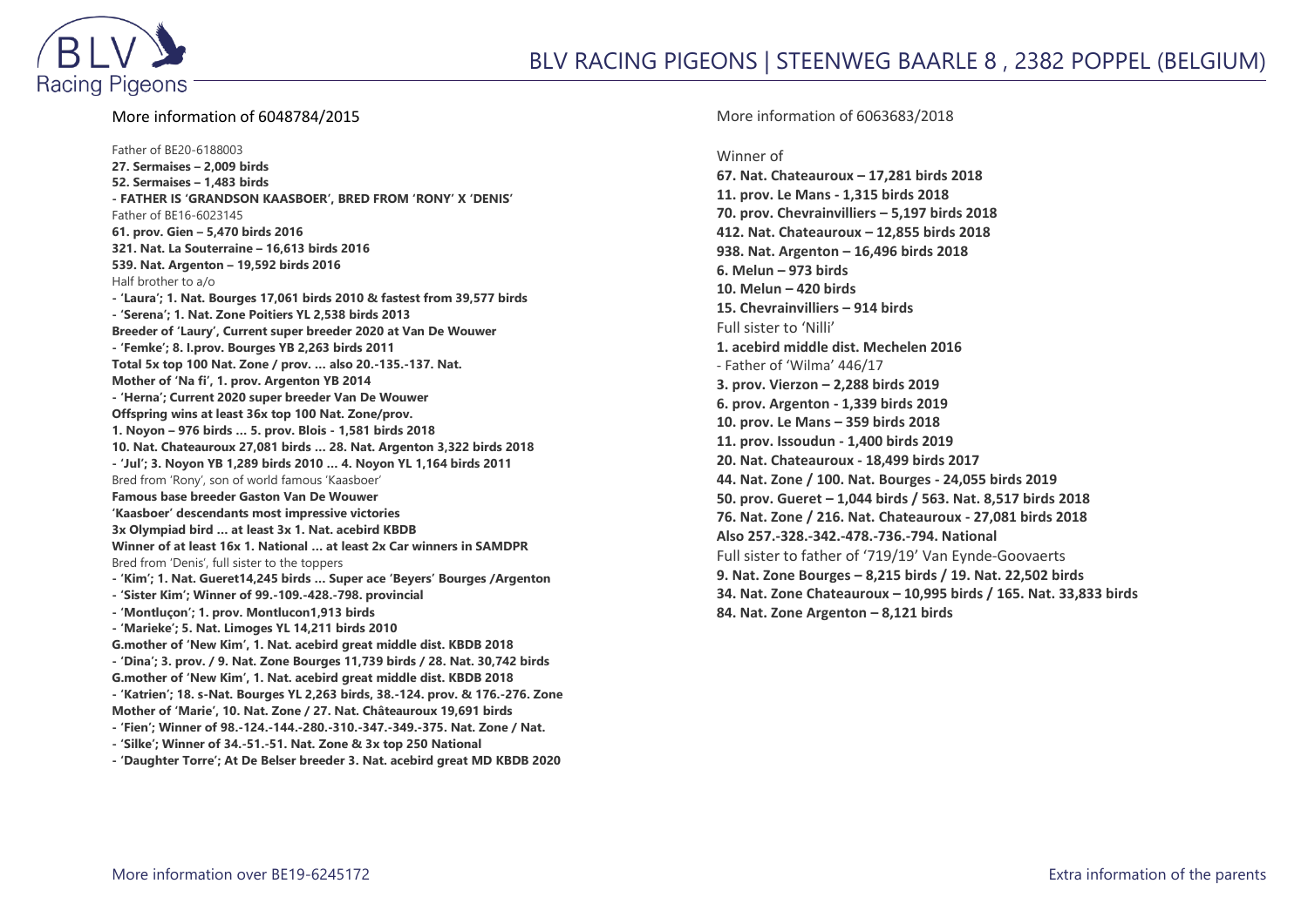## More information of 6048784/2015

Father of BE20-6188003
**27. Sermaises – 2,009 birds**
**52. Sermaises – 1,483 birds**
**- FATHER IS 'GRANDSON KAASBOER', BRED FROM 'RONY' X 'DENIS'**
Father of BE16-6023145
**61. prov. Gien – 5,470 birds 2016**
**321. Nat. La Souterraine – 16,613 birds 2016**
**539. Nat. Argenton – 19,592 birds 2016**
Half brother to a/o
**- 'Laura'; 1. Nat. Bourges 17,061 birds 2010 & fastest from 39,577 birds**
**- 'Serena'; 1. Nat. Zone Poitiers YL 2,538 birds 2013**
**Breeder of 'Laury', Current super breeder 2020 at Van De Wouwer**
**- 'Femke'; 8. I.prov. Bourges YB 2,263 birds 2011**
**Total 5x top 100 Nat. Zone / prov. … also 20.-135.-137. Nat.**
**Mother of 'Na fi', 1. prov. Argenton YB 2014**
**- 'Herna'; Current 2020 super breeder Van De Wouwer**
**Offspring wins at least 36x top 100 Nat. Zone/prov.**
**1. Noyon – 976 birds … 5. prov. Blois - 1,581 birds 2018**
**10. Nat. Chateauroux 27,081 birds … 28. Nat. Argenton 3,322 birds 2018**
**- 'Jul'; 3. Noyon YB 1,289 birds 2010 … 4. Noyon YL 1,164 birds 2011**
Bred from 'Rony', son of world famous 'Kaasboer'
**Famous base breeder Gaston Van De Wouwer**
**'Kaasboer' descendants most impressive victories**
**3x Olympiad bird … at least 3x 1. Nat. acebird KBDB**
**Winner of at least 16x 1. National … at least 2x Car winners in SAMDPR**
Bred from 'Denis', full sister to the toppers
**- 'Kim'; 1. Nat. Gueret14,245 birds … Super ace 'Beyers' Bourges /Argenton**
**- 'Sister Kim'; Winner of 99.-109.-428.-798. provincial**
**- 'Montluçon'; 1. prov. Montlucon1,913 birds**
**- 'Marieke'; 5. Nat. Limoges YL 14,211 birds 2010**
**G.mother of 'New Kim', 1. Nat. acebird great middle dist. KBDB 2018**
**- 'Dina'; 3. prov. / 9. Nat. Zone Bourges 11,739 birds / 28. Nat. 30,742 birds**
**G.mother of 'New Kim', 1. Nat. acebird great middle dist. KBDB 2018**
**- 'Katrien'; 18. s-Nat. Bourges YL 2,263 birds, 38.-124. prov. & 176.-276. Zone**
**Mother of 'Marie', 10. Nat. Zone / 27. Nat. Châteauroux 19,691 birds**
**- 'Fien'; Winner of 98.-124.-144.-280.-310.-347.-349.-375. Nat. Zone / Nat.**
**- 'Silke'; Winner of 34.-51.-51. Nat. Zone & 3x top 250 National**
**- 'Daughter Torre'; At De Belser breeder 3. Nat. acebird great MD KBDB 2020**

## More information of 6063683/2018

Winner of
**67. Nat. Chateauroux – 17,281 birds 2018**
**11. prov. Le Mans - 1,315 birds 2018**
**70. prov. Chevrainvilliers – 5,197 birds 2018**
**412. Nat. Chateauroux – 12,855 birds 2018**
**938. Nat. Argenton – 16,496 birds 2018**
**6. Melun – 973 birds**
**10. Melun – 420 birds**
**15. Chevrainvilliers – 914 birds**
Full sister to 'Nilli'
**1. acebird middle dist. Mechelen 2016**
- Father of 'Wilma' 446/17
**3. prov. Vierzon – 2,288 birds 2019**
**6. prov. Argenton - 1,339 birds 2019**
**10. prov. Le Mans – 359 birds 2018**
**11. prov. Issoudun - 1,400 birds 2019**
**20. Nat. Chateauroux - 18,499 birds 2017**
**44. Nat. Zone / 100. Nat. Bourges - 24,055 birds 2019**
**50. prov. Gueret – 1,044 birds / 563. Nat. 8,517 birds 2018**
**76. Nat. Zone / 216. Nat. Chateauroux - 27,081 birds 2018**
**Also 257.-328.-342.-478.-736.-794. National**
Full sister to father of '719/19' Van Eynde-Goovaerts
**9. Nat. Zone Bourges – 8,215 birds / 19. Nat. 22,502 birds**
**34. Nat. Zone Chateauroux – 10,995 birds / 165. Nat. 33,833 birds**
**84. Nat. Zone Argenton – 8,121 birds**

More information over BE19-6245172

Extra information of the parents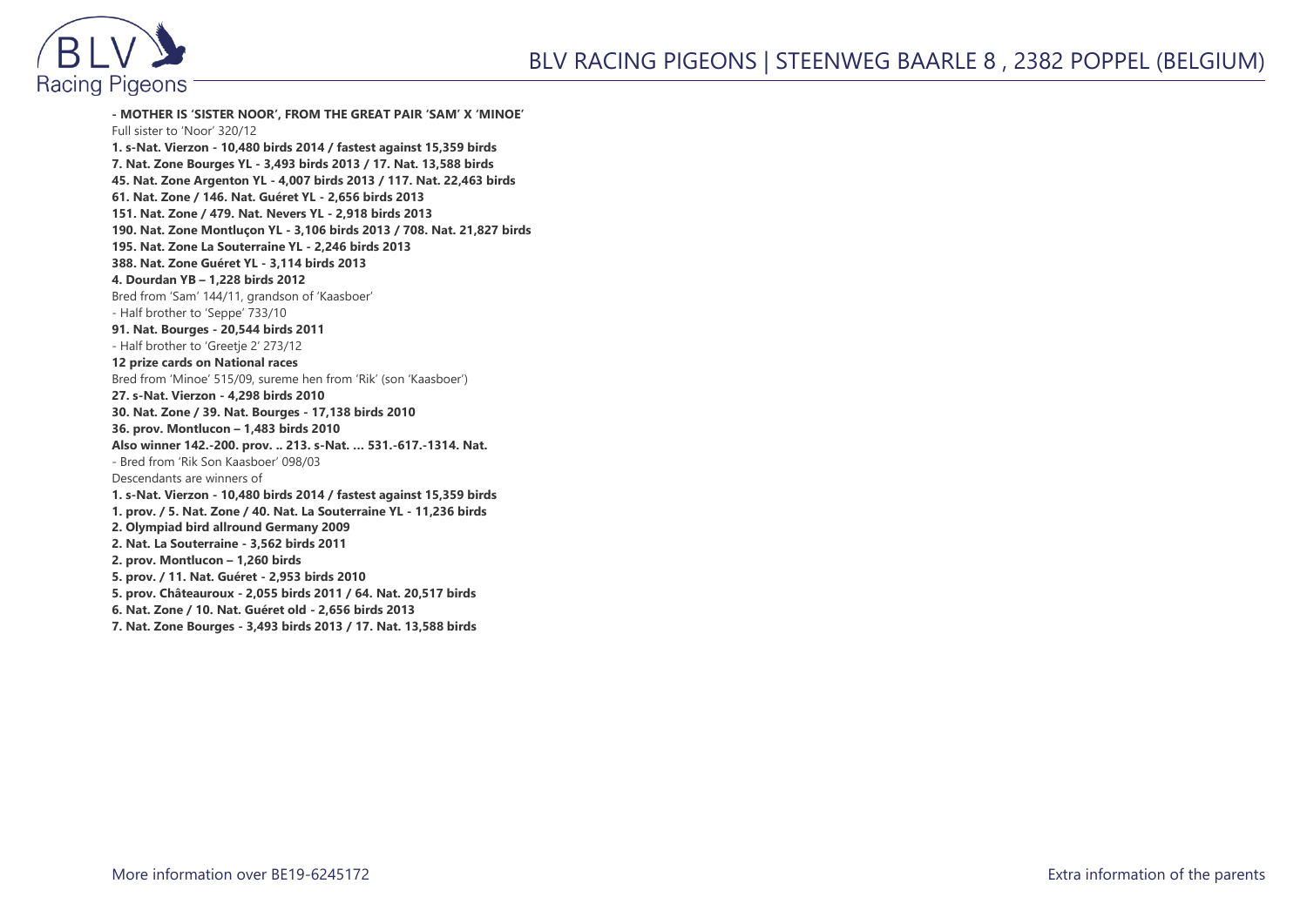**- MOTHER IS 'SISTER NOOR', FROM THE GREAT PAIR 'SAM' X 'MINOE'**

Full sister to 'Noor' 320/12

**1. s-Nat. Vierzon - 10,480 birds 2014 / fastest against 15,359 birds**
**7. Nat. Zone Bourges YL - 3,493 birds 2013 / 17. Nat. 13,588 birds**
**45. Nat. Zone Argenton YL - 4,007 birds 2013 / 117. Nat. 22,463 birds**
**61. Nat. Zone / 146. Nat. Guéret YL - 2,656 birds 2013**
**151. Nat. Zone / 479. Nat. Nevers YL - 2,918 birds 2013**
**190. Nat. Zone Montluçon YL - 3,106 birds 2013 / 708. Nat. 21,827 birds**
**195. Nat. Zone La Souterraine YL - 2,246 birds 2013**
**388. Nat. Zone Guéret YL - 3,114 birds 2013**
**4. Dourdan YB – 1,228 birds 2012**

Bred from 'Sam' 144/11, grandson of 'Kaasboer'

- Half brother to 'Seppe' 733/10

**91. Nat. Bourges - 20,544 birds 2011**

- Half brother to 'Greetje 2' 273/12

**12 prize cards on National races**

Bred from 'Minoe' 515/09, sureme hen from 'Rik' (son 'Kaasboer')

**27. s-Nat. Vierzon - 4,298 birds 2010**
**30. Nat. Zone / 39. Nat. Bourges - 17,138 birds 2010**
**36. prov. Montlucon – 1,483 birds 2010**
**Also winner 142.-200. prov. .. 213. s-Nat. … 531.-617.-1314. Nat.**

- Bred from 'Rik Son Kaasboer' 098/03

Descendants are winners of

**1. s-Nat. Vierzon - 10,480 birds 2014 / fastest against 15,359 birds**
**1. prov. / 5. Nat. Zone / 40. Nat. La Souterraine YL - 11,236 birds**
**2. Olympiad bird allround Germany 2009**
**2. Nat. La Souterraine - 3,562 birds 2011**
**2. prov. Montlucon – 1,260 birds**
**5. prov. / 11. Nat. Guéret - 2,953 birds 2010**
**5. prov. Châteauroux - 2,055 birds 2011 / 64. Nat. 20,517 birds**
**6. Nat. Zone / 10. Nat. Guéret old - 2,656 birds 2013**
**7. Nat. Zone Bourges - 3,493 birds 2013 / 17. Nat. 13,588 birds**

More information over BE19-6245172

Extra information of the parents